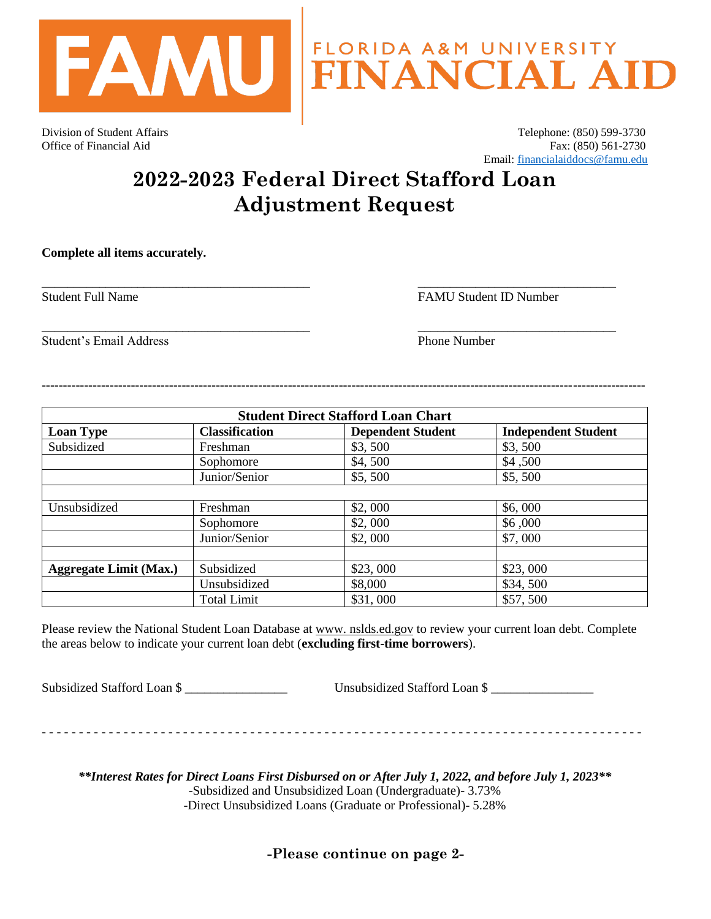FAMU | FLORIDA A&M UNIVERSITY FINANCIAL AID

Division of Student Affairs
Office of Financial Aid

Telephone: (850) 599-3730
Fax: (850) 561-2730
Email: financialaiddocs@famu.edu

# 2022-2023 Federal Direct Stafford Loan Adjustment Request

**Complete all items accurately.**

_______________________________________ Student Full Name

_______________________________ FAMU Student ID Number

_______________________________________ Student's Email Address

_______________________________ Phone Number

---

| Student Direct Stafford Loan Chart | | | |
|---|---|---|---|
| **Loan Type** | **Classification** | **Dependent Student** | **Independent Student** |
| Subsidized | Freshman | $3, 500 | $3, 500 |
| | Sophomore | $4, 500 | $4 ,500 |
| | Junior/Senior | $5, 500 | $5, 500 |
| | | | |
| Unsubsidized | Freshman | $2, 000 | $6, 000 |
| | Sophomore | $2, 000 | $6 ,000 |
| | Junior/Senior | $2, 000 | $7, 000 |
| | | | |
| **Aggregate Limit (Max.)** | Subsidized | $23, 000 | $23, 000 |
| | Unsubsidized | $8,000 | $34, 500 |
| | Total Limit | $31, 000 | $57, 500 |

Please review the National Student Loan Database at www. nslds.ed.gov to review your current loan debt. Complete the areas below to indicate your current loan debt (**excluding first-time borrowers**).

Subsidized Stafford Loan $ _______________ Unsubsidized Stafford Loan $ _______________

---

***\*\*Interest Rates for Direct Loans First Disbursed on or After July 1, 2022, and before July 1, 2023\*\****

-Subsidized and Unsubsidized Loan (Undergraduate)- 3.73%

-Direct Unsubsidized Loans (Graduate or Professional)- 5.28%

**-Please continue on page 2-**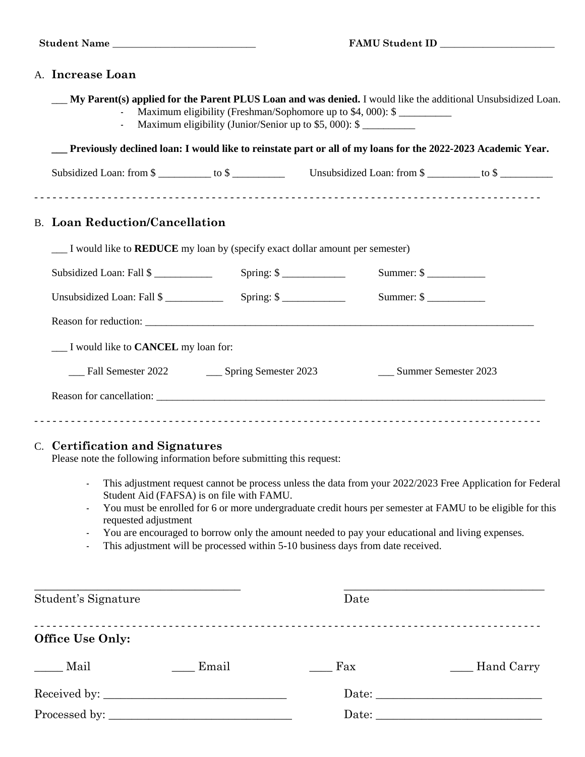**Student Name** ____________________________ **FAMU Student ID** _______________________

## A. Increase Loan

___ **My Parent(s) applied for the Parent PLUS Loan and was denied.** I would like the additional Unsubsidized Loan.

- Maximum eligibility (Freshman/Sophomore up to $4, 000): $ __________
- Maximum eligibility (Junior/Senior up to $5, 000): $ __________

**___ Previously declined loan: I would like to reinstate part or all of my loans for the 2022-2023 Academic Year.**

Subsidized Loan: from $ __________ to $ __________ Unsubsidized Loan: from $ __________ to $ __________

- - - - - - - - - - - - - - - - - - - - - - - - - - - - - - - - - - - - - - - - - - - - - - - - - - - - - - - - - - - - - - - - - - - - - - - - - - - - - - - - - -

## B. Loan Reduction/Cancellation

___ I would like to **REDUCE** my loan by (specify exact dollar amount per semester)

Subsidized Loan: Fall $ ___________ Spring: $ ____________ Summer: $ ___________

Unsubsidized Loan: Fall $ ___________ Spring: $ ____________ Summer: $ ___________

Reason for reduction: ________________________________________________________________________________

___ I would like to **CANCEL** my loan for:

___ Fall Semester 2022 ___ Spring Semester 2023 ___ Summer Semester 2023

Reason for cancellation: ______________________________________________________________________________

- - - - - - - - - - - - - - - - - - - - - - - - - - - - - - - - - - - - - - - - - - - - - - - - - - - - - - - - - - - - - - - - - - - - - - - - - - - - - - - - - -

## C. Certification and Signatures

Please note the following information before submitting this request:

- This adjustment request cannot be process unless the data from your 2022/2023 Free Application for Federal Student Aid (FAFSA) is on file with FAMU.
- You must be enrolled for 6 or more undergraduate credit hours per semester at FAMU to be eligible for this requested adjustment
- You are encouraged to borrow only the amount needed to pay your educational and living expenses.
- This adjustment will be processed within 5-10 business days from date received.

______________________________________ ______________________________________

Student's Signature Date

- - - - - - - - - - - - - - - - - - - - - - - - - - - - - - - - - - - - - - - - - - - - - - - - - - - - - - - - - - - - - - - - - - - - - - - - - - - - - - - - - -

**Office Use Only:**

_____ Mail ____ Email ____ Fax ____ Hand Carry

Received by: ________________________________ Date: ____________________________

Processed by: ________________________________ Date: _____________________________